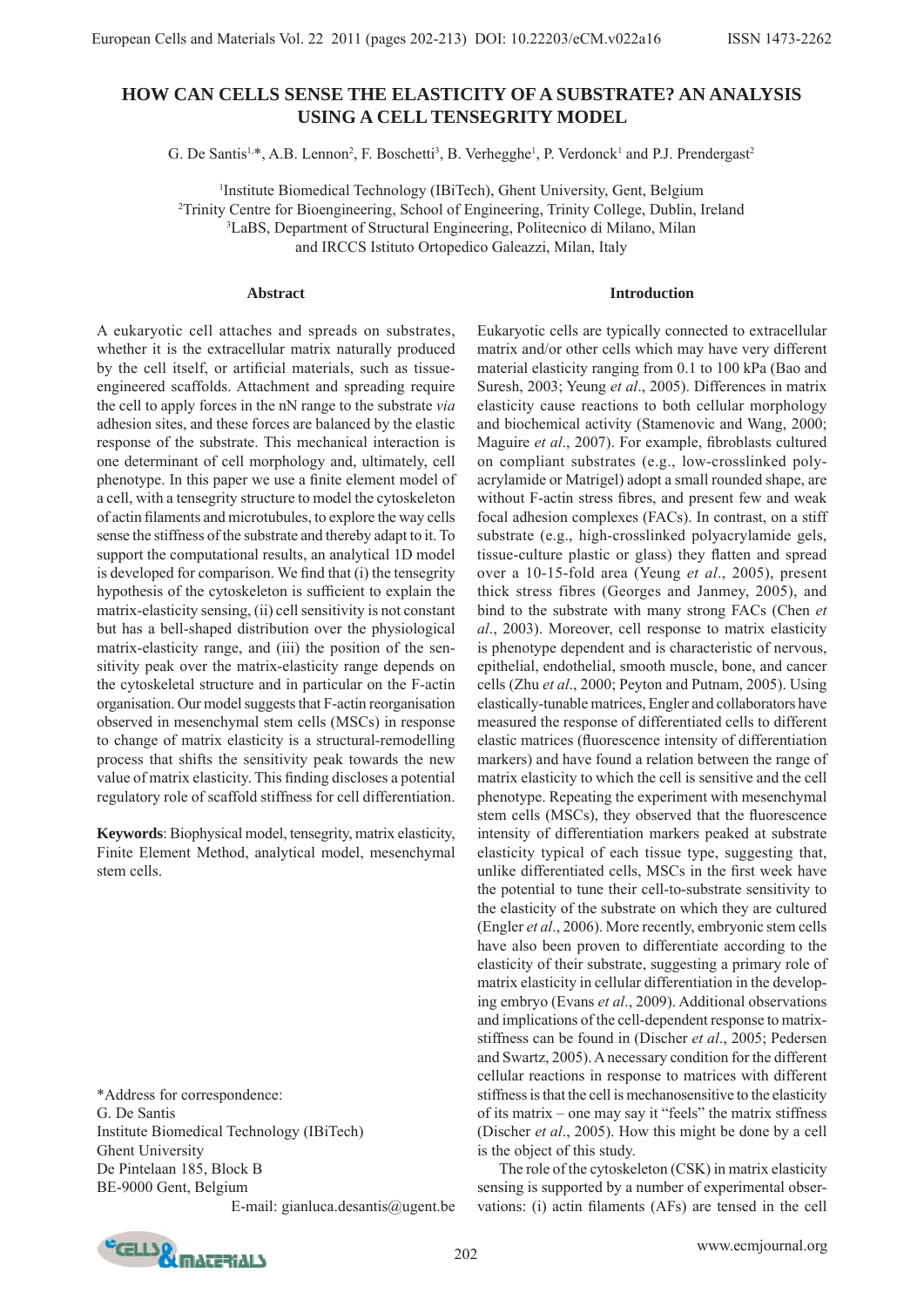# HOW CAN CELLS SENSE THE ELASTICITY OF A SUBSTRATE? AN ANALYSIS USING A CELL TENSEGRITY MODEL

G. De Santis[1,]*, A.B. Lennon[2], F. Boschetti[3], B. Verhegghe[1], P. Verdonck[1] and P.J. Prendergast[2]

[1]Institute Biomedical Technology (IBiTech), Ghent University, Gent, Belgium
[2]Trinity Centre for Bioengineering, School of Engineering, Trinity College, Dublin, Ireland
[3]LaBS, Department of Structural Engineering, Politecnico di Milano, Milan and IRCCS Istituto Ortopedico Galeazzi, Milan, Italy

## Abstract

A eukaryotic cell attaches and spreads on substrates, whether it is the extracellular matrix naturally produced by the cell itself, or artificial materials, such as tissue-engineered scaffolds. Attachment and spreading require the cell to apply forces in the nN range to the substrate *via* adhesion sites, and these forces are balanced by the elastic response of the substrate. This mechanical interaction is one determinant of cell morphology and, ultimately, cell phenotype. In this paper we use a finite element model of a cell, with a tensegrity structure to model the cytoskeleton of actin filaments and microtubules, to explore the way cells sense the stiffness of the substrate and thereby adapt to it. To support the computational results, an analytical 1D model is developed for comparison. We find that (i) the tensegrity hypothesis of the cytoskeleton is sufficient to explain the matrix-elasticity sensing, (ii) cell sensitivity is not constant but has a bell-shaped distribution over the physiological matrix-elasticity range, and (iii) the position of the sensitivity peak over the matrix-elasticity range depends on the cytoskeletal structure and in particular on the F-actin organisation. Our model suggests that F-actin reorganisation observed in mesenchymal stem cells (MSCs) in response to change of matrix elasticity is a structural-remodelling process that shifts the sensitivity peak towards the new value of matrix elasticity. This finding discloses a potential regulatory role of scaffold stiffness for cell differentiation.

**Keywords**: Biophysical model, tensegrity, matrix elasticity, Finite Element Method, analytical model, mesenchymal stem cells.

*Address for correspondence:
G. De Santis
Institute Biomedical Technology (IBiTech)
Ghent University
De Pintelaan 185, Block B
BE-9000 Gent, Belgium
E-mail: gianluca.desantis@ugent.be

## Introduction

Eukaryotic cells are typically connected to extracellular matrix and/or other cells which may have very different material elasticity ranging from 0.1 to 100 kPa (Bao and Suresh, 2003; Yeung *et al*., 2005). Differences in matrix elasticity cause reactions to both cellular morphology and biochemical activity (Stamenovic and Wang, 2000; Maguire *et al*., 2007). For example, fibroblasts cultured on compliant substrates (e.g., low-crosslinked polyacrylamide or Matrigel) adopt a small rounded shape, are without F-actin stress fibres, and present few and weak focal adhesion complexes (FACs). In contrast, on a stiff substrate (e.g., high-crosslinked polyacrylamide gels, tissue-culture plastic or glass) they flatten and spread over a 10-15-fold area (Yeung *et al*., 2005), present thick stress fibres (Georges and Janmey, 2005), and bind to the substrate with many strong FACs (Chen *et al*., 2003). Moreover, cell response to matrix elasticity is phenotype dependent and is characteristic of nervous, epithelial, endothelial, smooth muscle, bone, and cancer cells (Zhu *et al*., 2000; Peyton and Putnam, 2005). Using elastically-tunable matrices, Engler and collaborators have measured the response of differentiated cells to different elastic matrices (fluorescence intensity of differentiation markers) and have found a relation between the range of matrix elasticity to which the cell is sensitive and the cell phenotype. Repeating the experiment with mesenchymal stem cells (MSCs), they observed that the fluorescence intensity of differentiation markers peaked at substrate elasticity typical of each tissue type, suggesting that, unlike differentiated cells, MSCs in the first week have the potential to tune their cell-to-substrate sensitivity to the elasticity of the substrate on which they are cultured (Engler *et al*., 2006). More recently, embryonic stem cells have also been proven to differentiate according to the elasticity of their substrate, suggesting a primary role of matrix elasticity in cellular differentiation in the developing embryo (Evans *et al*., 2009). Additional observations and implications of the cell-dependent response to matrix-stiffness can be found in (Discher *et al*., 2005; Pedersen and Swartz, 2005). A necessary condition for the different cellular reactions in response to matrices with different stiffness is that the cell is mechanosensitive to the elasticity of its matrix – one may say it "feels" the matrix stiffness (Discher *et al*., 2005). How this might be done by a cell is the object of this study.

The role of the cytoskeleton (CSK) in matrix elasticity sensing is supported by a number of experimental observations: (i) actin filaments (AFs) are tensed in the cell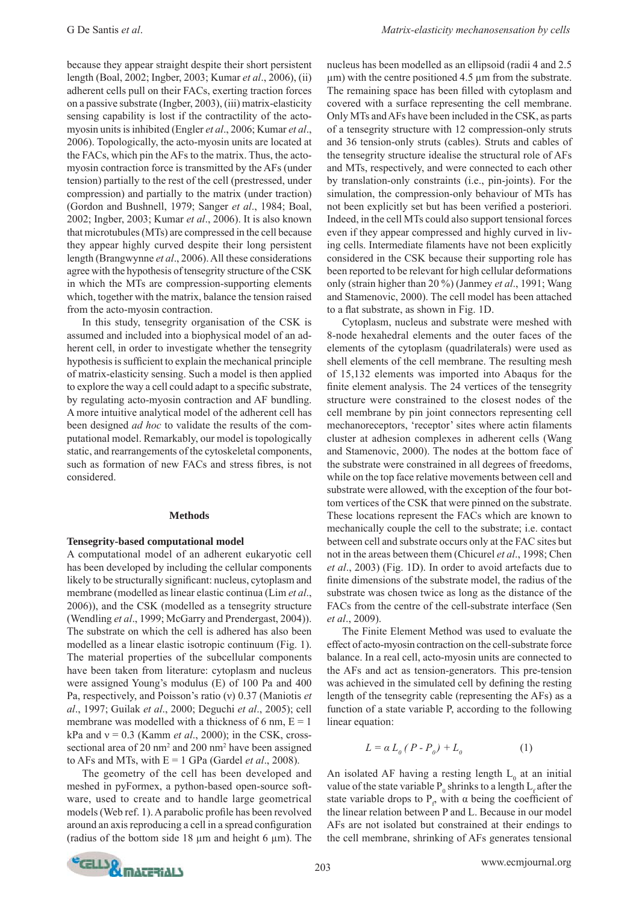because they appear straight despite their short persistent length (Boal, 2002; Ingber, 2003; Kumar *et al*., 2006), (ii) adherent cells pull on their FACs, exerting traction forces on a passive substrate (Ingber, 2003), (iii) matrix-elasticity sensing capability is lost if the contractility of the acto-myosin units is inhibited (Engler *et al*., 2006; Kumar *et al*., 2006). Topologically, the acto-myosin units are located at the FACs, which pin the AFs to the matrix. Thus, the acto-myosin contraction force is transmitted by the AFs (under tension) partially to the rest of the cell (prestressed, under compression) and partially to the matrix (under traction) (Gordon and Bushnell, 1979; Sanger *et al*., 1984; Boal, 2002; Ingber, 2003; Kumar *et al*., 2006). It is also known that microtubules (MTs) are compressed in the cell because they appear highly curved despite their long persistent length (Brangwynne *et al*., 2006). All these considerations agree with the hypothesis of tensegrity structure of the CSK in which the MTs are compression-supporting elements which, together with the matrix, balance the tension raised from the acto-myosin contraction.

In this study, tensegrity organisation of the CSK is assumed and included into a biophysical model of an adherent cell, in order to investigate whether the tensegrity hypothesis is sufficient to explain the mechanical principle of matrix-elasticity sensing. Such a model is then applied to explore the way a cell could adapt to a specific substrate, by regulating acto-myosin contraction and AF bundling. A more intuitive analytical model of the adherent cell has been designed *ad hoc* to validate the results of the computational model. Remarkably, our model is topologically static, and rearrangements of the cytoskeletal components, such as formation of new FACs and stress fibres, is not considered.

## Methods

### Tensegrity-based computational model

A computational model of an adherent eukaryotic cell has been developed by including the cellular components likely to be structurally significant: nucleus, cytoplasm and membrane (modelled as linear elastic continua (Lim *et al*., 2006)), and the CSK (modelled as a tensegrity structure (Wendling *et al*., 1999; McGarry and Prendergast, 2004)). The substrate on which the cell is adhered has also been modelled as a linear elastic isotropic continuum (Fig. 1). The material properties of the subcellular components have been taken from literature: cytoplasm and nucleus were assigned Young's modulus (E) of 100 Pa and 400 Pa, respectively, and Poisson's ratio (ν) 0.37 (Maniotis *et al*., 1997; Guilak *et al*., 2000; Deguchi *et al*., 2005); cell membrane was modelled with a thickness of 6 nm, E = 1 kPa and ν = 0.3 (Kamm *et al*., 2000); in the CSK, cross-sectional area of 20 nm$^2$ and 200 nm$^2$ have been assigned to AFs and MTs, with E = 1 GPa (Gardel *et al*., 2008).

The geometry of the cell has been developed and meshed in pyFormex, a python-based open-source software, used to create and to handle large geometrical models (Web ref. 1). A parabolic profile has been revolved around an axis reproducing a cell in a spread configuration (radius of the bottom side 18 µm and height 6 µm). The nucleus has been modelled as an ellipsoid (radii 4 and 2.5 µm) with the centre positioned 4.5 µm from the substrate. The remaining space has been filled with cytoplasm and covered with a surface representing the cell membrane. Only MTs and AFs have been included in the CSK, as parts of a tensegrity structure with 12 compression-only struts and 36 tension-only struts (cables). Struts and cables of the tensegrity structure idealise the structural role of AFs and MTs, respectively, and were connected to each other by translation-only constraints (i.e., pin-joints). For the simulation, the compression-only behaviour of MTs has not been explicitly set but has been verified a posteriori. Indeed, in the cell MTs could also support tensional forces even if they appear compressed and highly curved in living cells. Intermediate filaments have not been explicitly considered in the CSK because their supporting role has been reported to be relevant for high cellular deformations only (strain higher than 20 %) (Janmey *et al*., 1991; Wang and Stamenovic, 2000). The cell model has been attached to a flat substrate, as shown in Fig. 1D.

Cytoplasm, nucleus and substrate were meshed with 8-node hexahedral elements and the outer faces of the elements of the cytoplasm (quadrilaterals) were used as shell elements of the cell membrane. The resulting mesh of 15,132 elements was imported into Abaqus for the finite element analysis. The 24 vertices of the tensegrity structure were constrained to the closest nodes of the cell membrane by pin joint connectors representing cell mechanoreceptors, 'receptor' sites where actin filaments cluster at adhesion complexes in adherent cells (Wang and Stamenovic, 2000). The nodes at the bottom face of the substrate were constrained in all degrees of freedoms, while on the top face relative movements between cell and substrate were allowed, with the exception of the four bottom vertices of the CSK that were pinned on the substrate. These locations represent the FACs which are known to mechanically couple the cell to the substrate; i.e. contact between cell and substrate occurs only at the FAC sites but not in the areas between them (Chicurel *et al*., 1998; Chen *et al*., 2003) (Fig. 1D). In order to avoid artefacts due to finite dimensions of the substrate model, the radius of the substrate was chosen twice as long as the distance of the FACs from the centre of the cell-substrate interface (Sen *et al*., 2009).

The Finite Element Method was used to evaluate the effect of acto-myosin contraction on the cell-substrate force balance. In a real cell, acto-myosin units are connected to the AFs and act as tension-generators. This pre-tension was achieved in the simulated cell by defining the resting length of the tensegrity cable (representing the AFs) as a function of a state variable P, according to the following linear equation:

$$L = \alpha L_0 ( P - P_0) + L_0 \qquad (1)$$

An isolated AF having a resting length $L_0$ at an initial value of the state variable $P_0$ shrinks to a length $L_f$ after the state variable drops to $P_f$, with α being the coefficient of the linear relation between P and L. Because in our model AFs are not isolated but constrained at their endings to the cell membrane, shrinking of AFs generates tensional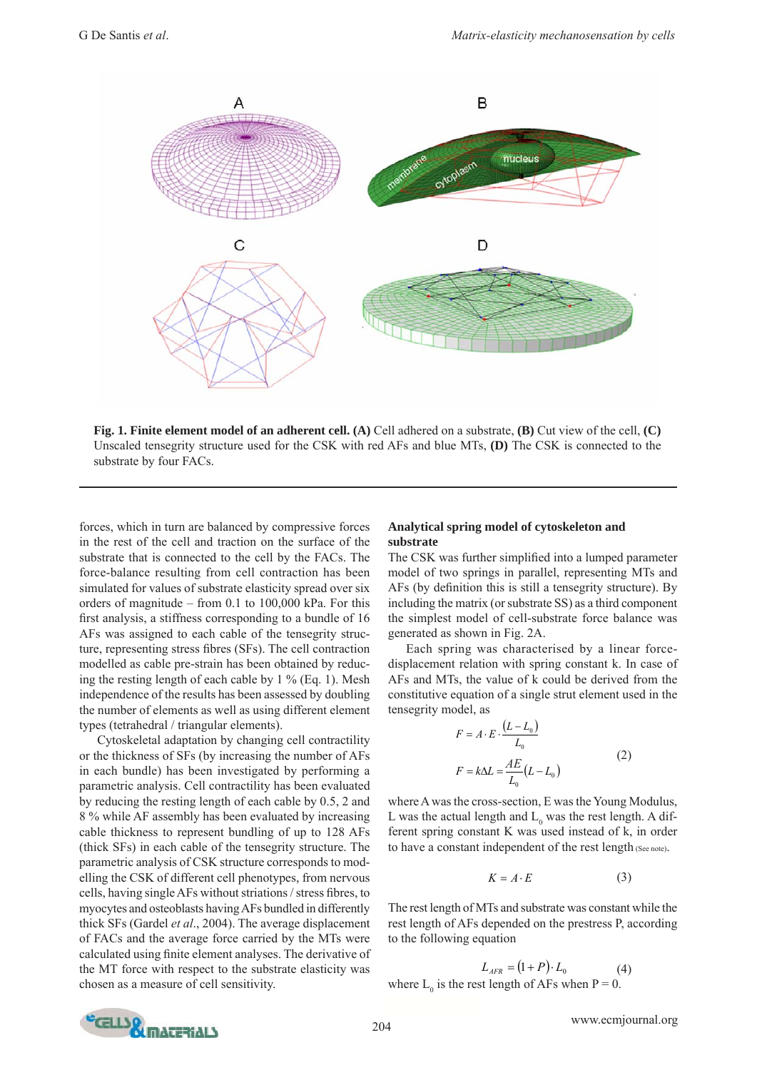**Fig. 1. Finite element model of an adherent cell. (A)** Cell adhered on a substrate, **(B)** Cut view of the cell, **(C)** Unscaled tensegrity structure used for the CSK with red AFs and blue MTs, **(D)** The CSK is connected to the substrate by four FACs.

forces, which in turn are balanced by compressive forces in the rest of the cell and traction on the surface of the substrate that is connected to the cell by the FACs. The force-balance resulting from cell contraction has been simulated for values of substrate elasticity spread over six orders of magnitude – from 0.1 to 100,000 kPa. For this first analysis, a stiffness corresponding to a bundle of 16 AFs was assigned to each cable of the tensegrity structure, representing stress fibres (SFs). The cell contraction modelled as cable pre-strain has been obtained by reducing the resting length of each cable by 1 % (Eq. 1). Mesh independence of the results has been assessed by doubling the number of elements as well as using different element types (tetrahedral / triangular elements).

Cytoskeletal adaptation by changing cell contractility or the thickness of SFs (by increasing the number of AFs in each bundle) has been investigated by performing a parametric analysis. Cell contractility has been evaluated by reducing the resting length of each cable by 0.5, 2 and 8 % while AF assembly has been evaluated by increasing cable thickness to represent bundling of up to 128 AFs (thick SFs) in each cable of the tensegrity structure. The parametric analysis of CSK structure corresponds to modelling the CSK of different cell phenotypes, from nervous cells, having single AFs without striations / stress fibres, to myocytes and osteoblasts having AFs bundled in differently thick SFs (Gardel *et al*., 2004). The average displacement of FACs and the average force carried by the MTs were calculated using finite element analyses. The derivative of the MT force with respect to the substrate elasticity was chosen as a measure of cell sensitivity.

**Analytical spring model of cytoskeleton and substrate**

The CSK was further simplified into a lumped parameter model of two springs in parallel, representing MTs and AFs (by definition this is still a tensegrity structure). By including the matrix (or substrate SS) as a third component the simplest model of cell-substrate force balance was generated as shown in Fig. 2A.

Each spring was characterised by a linear force-displacement relation with spring constant k. In case of AFs and MTs, the value of k could be derived from the constitutive equation of a single strut element used in the tensegrity model, as

$$F = A \cdot E \cdot \frac{(L - L_0)}{L_0}$$
$$F = k\Delta L = \frac{AE}{L_0}(L - L_0) \qquad (2)$$

where A was the cross-section, E was the Young Modulus, L was the actual length and $L_0$ was the rest length. A different spring constant K was used instead of k, in order to have a constant independent of the rest length (See note).

$$K = A \cdot E \qquad (3)$$

The rest length of MTs and substrate was constant while the rest length of AFs depended on the prestress P, according to the following equation

$$L_{AFR} = (1 + P) \cdot L_0 \qquad (4)$$

where $L_0$ is the rest length of AFs when P = 0.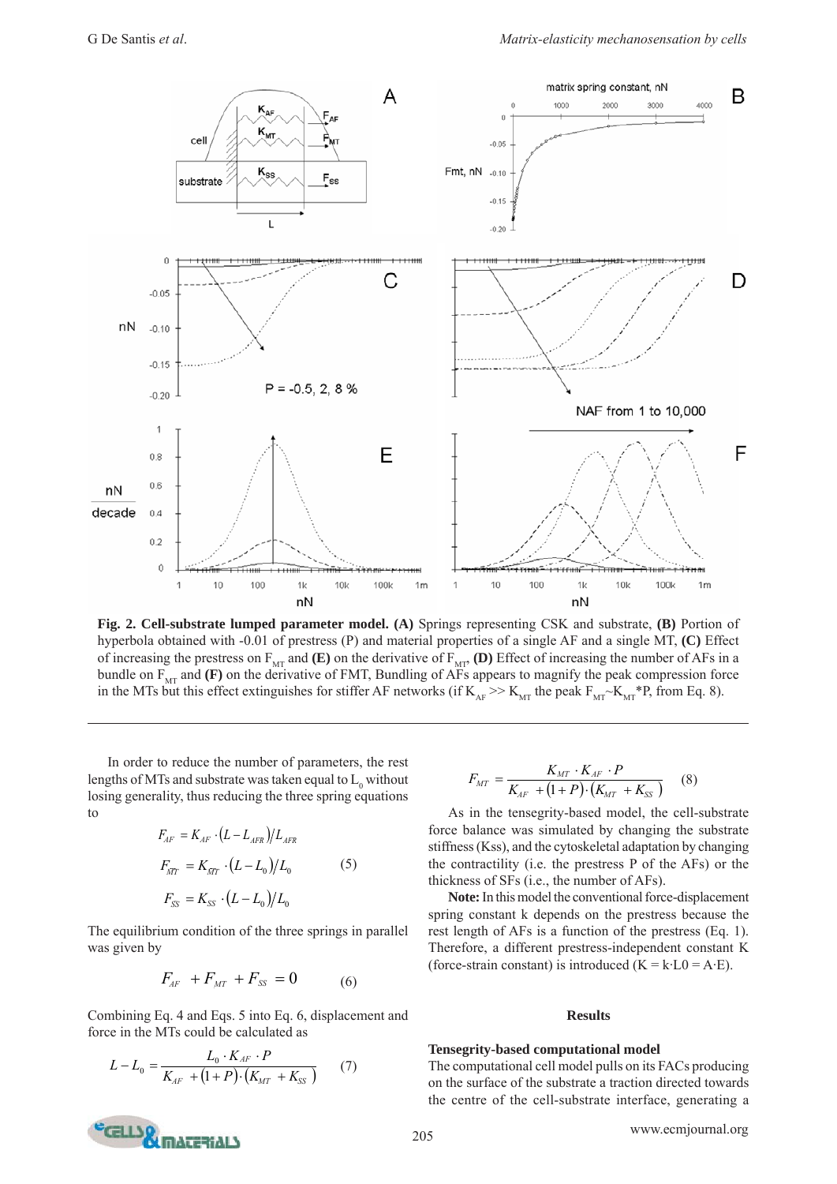**Fig. 2. Cell-substrate lumped parameter model. (A)** Springs representing CSK and substrate, **(B)** Portion of hyperbola obtained with -0.01 of prestress (P) and material properties of a single AF and a single MT, **(C)** Effect of increasing the prestress on $F_{MT}$ and **(E)** on the derivative of $F_{MT}$, **(D)** Effect of increasing the number of AFs in a bundle on $F_{MT}$ and **(F)** on the derivative of FMT, Bundling of AFs appears to magnify the peak compression force in the MTs but this effect extinguishes for stiffer AF networks (if $K_{AF} >> K_{MT}$ the peak $F_{MT}$~$K_{MT}$*P, from Eq. 8).

In order to reduce the number of parameters, the rest lengths of MTs and substrate was taken equal to $L_0$ without losing generality, thus reducing the three spring equations to

$$
\begin{aligned}
F_{AF} &= K_{AF} \cdot (L - L_{AFR}) / L_{AFR} \\
F_{MT} &= K_{MT} \cdot (L - L_0) / L_0 \\
F_{SS} &= K_{SS} \cdot (L - L_0) / L_0
\end{aligned} \qquad (5)
$$

The equilibrium condition of the three springs in parallel was given by

$$F_{AF} + F_{MT} + F_{SS} = 0 \qquad (6)$$

Combining Eq. 4 and Eqs. 5 into Eq. 6, displacement and force in the MTs could be calculated as

$$L - L_0 = \frac{L_0 \cdot K_{AF} \cdot P}{K_{AF} + (1 + P) \cdot (K_{MT} + K_{SS})} \qquad (7)$$

$$F_{MT} = \frac{K_{MT} \cdot K_{AF} \cdot P}{K_{AF} + (1 + P) \cdot (K_{MT} + K_{SS})} \qquad (8)$$

As in the tensegrity-based model, the cell-substrate force balance was simulated by changing the substrate stiffness (Kss), and the cytoskeletal adaptation by changing the contractility (i.e. the prestress P of the AFs) or the thickness of SFs (i.e., the number of AFs).

**Note:** In this model the conventional force-displacement spring constant k depends on the prestress because the rest length of AFs is a function of the prestress (Eq. 1). Therefore, a different prestress-independent constant K (force-strain constant) is introduced ($K = k \cdot L0 = A \cdot E$).

## Results

### Tensegrity-based computational model

The computational cell model pulls on its FACs producing on the surface of the substrate a traction directed towards the centre of the cell-substrate interface, generating a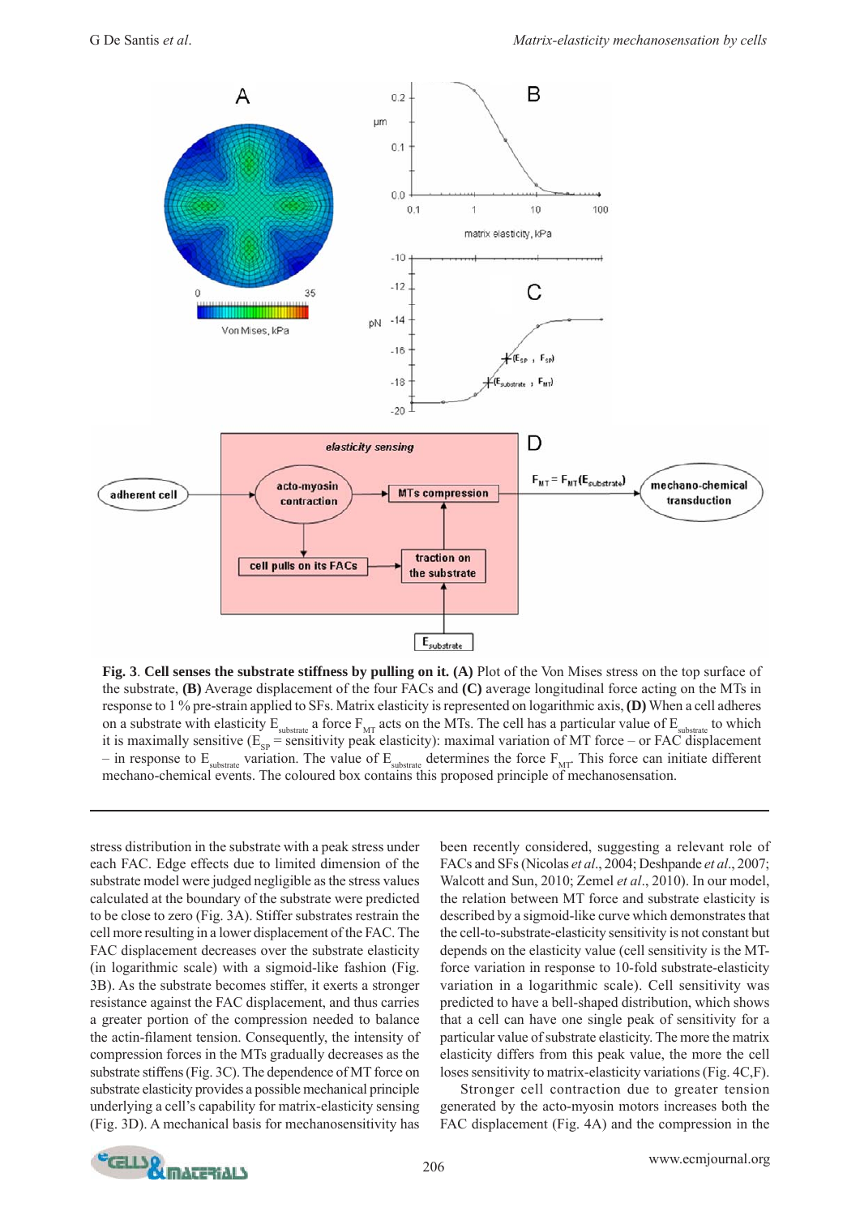**Fig. 3**. **Cell senses the substrate stiffness by pulling on it. (A)** Plot of the Von Mises stress on the top surface of the substrate, **(B)** Average displacement of the four FACs and **(C)** average longitudinal force acting on the MTs in response to 1 % pre-strain applied to SFs. Matrix elasticity is represented on logarithmic axis, **(D)** When a cell adheres on a substrate with elasticity $E_{substrate}$ a force $F_{MT}$ acts on the MTs. The cell has a particular value of $E_{substrate}$ to which it is maximally sensitive ($E_{SP}$ = sensitivity peak elasticity): maximal variation of MT force – or FAC displacement – in response to $E_{substrate}$ variation. The value of $E_{substrate}$ determines the force $F_{MT}$. This force can initiate different mechano-chemical events. The coloured box contains this proposed principle of mechanosensation.

stress distribution in the substrate with a peak stress under each FAC. Edge effects due to limited dimension of the substrate model were judged negligible as the stress values calculated at the boundary of the substrate were predicted to be close to zero (Fig. 3A). Stiffer substrates restrain the cell more resulting in a lower displacement of the FAC. The FAC displacement decreases over the substrate elasticity (in logarithmic scale) with a sigmoid-like fashion (Fig. 3B). As the substrate becomes stiffer, it exerts a stronger resistance against the FAC displacement, and thus carries a greater portion of the compression needed to balance the actin-filament tension. Consequently, the intensity of compression forces in the MTs gradually decreases as the substrate stiffens (Fig. 3C). The dependence of MT force on substrate elasticity provides a possible mechanical principle underlying a cell's capability for matrix-elasticity sensing (Fig. 3D). A mechanical basis for mechanosensitivity has been recently considered, suggesting a relevant role of FACs and SFs (Nicolas *et al*., 2004; Deshpande *et al*., 2007; Walcott and Sun, 2010; Zemel *et al*., 2010). In our model, the relation between MT force and substrate elasticity is described by a sigmoid-like curve which demonstrates that the cell-to-substrate-elasticity sensitivity is not constant but depends on the elasticity value (cell sensitivity is the MT-force variation in response to 10-fold substrate-elasticity variation in a logarithmic scale). Cell sensitivity was predicted to have a bell-shaped distribution, which shows that a cell can have one single peak of sensitivity for a particular value of substrate elasticity. The more the matrix elasticity differs from this peak value, the more the cell loses sensitivity to matrix-elasticity variations (Fig. 4C,F).

Stronger cell contraction due to greater tension generated by the acto-myosin motors increases both the FAC displacement (Fig. 4A) and the compression in the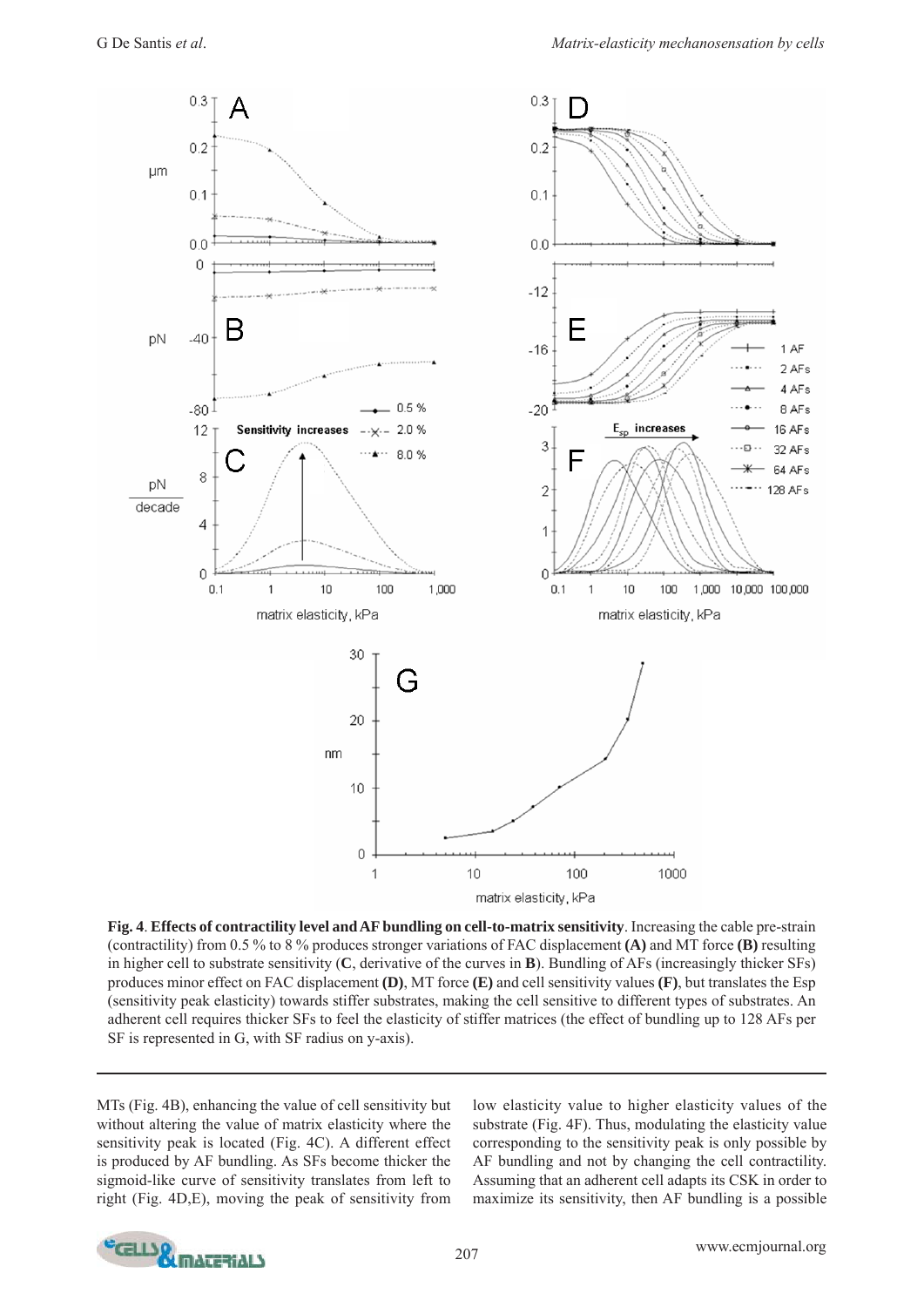**Fig. 4**. **Effects of contractility level and AF bundling on cell-to-matrix sensitivity**. Increasing the cable pre-strain (contractility) from 0.5 % to 8 % produces stronger variations of FAC displacement **(A)** and MT force **(B)** resulting in higher cell to substrate sensitivity (**C**, derivative of the curves in **B**). Bundling of AFs (increasingly thicker SFs) produces minor effect on FAC displacement **(D)**, MT force **(E)** and cell sensitivity values **(F)**, but translates the Esp (sensitivity peak elasticity) towards stiffer substrates, making the cell sensitive to different types of substrates. An adherent cell requires thicker SFs to feel the elasticity of stiffer matrices (the effect of bundling up to 128 AFs per SF is represented in G, with SF radius on y-axis).

MTs (Fig. 4B), enhancing the value of cell sensitivity but without altering the value of matrix elasticity where the sensitivity peak is located (Fig. 4C). A different effect is produced by AF bundling. As SFs become thicker the sigmoid-like curve of sensitivity translates from left to right (Fig. 4D,E), moving the peak of sensitivity from low elasticity value to higher elasticity values of the substrate (Fig. 4F). Thus, modulating the elasticity value corresponding to the sensitivity peak is only possible by AF bundling and not by changing the cell contractility. Assuming that an adherent cell adapts its CSK in order to maximize its sensitivity, then AF bundling is a possible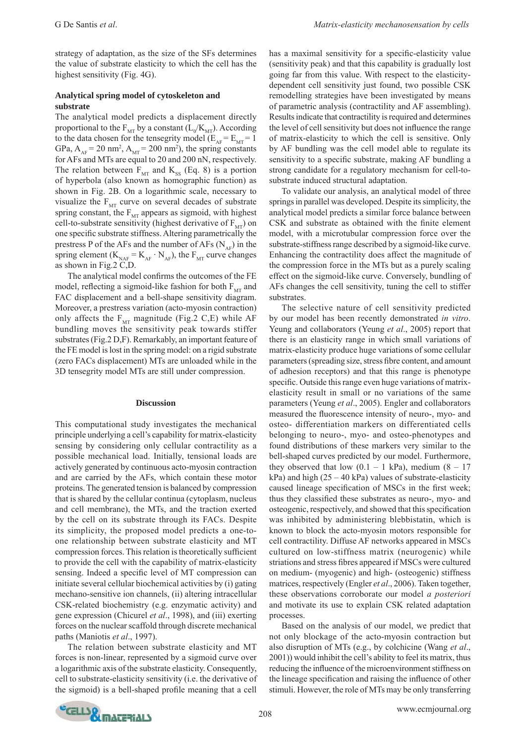strategy of adaptation, as the size of the SFs determines the value of substrate elasticity to which the cell has the highest sensitivity (Fig. 4G).

### Analytical spring model of cytoskeleton and substrate

The analytical model predicts a displacement directly proportional to the $F_{MT}$ by a constant ($L_0/K_{MT}$). According to the data chosen for the tensegrity model ($E_{AF} = E_{MT} = 1$ GPa, $A_{AF} = 20$ nm$^2$, $A_{MT} = 200$ nm$^2$), the spring constants for AFs and MTs are equal to 20 and 200 nN, respectively. The relation between $F_{MT}$ and $K_{SS}$ (Eq. 8) is a portion of hyperbola (also known as homographic function) as shown in Fig. 2B. On a logarithmic scale, necessary to visualize the $F_{MT}$ curve on several decades of substrate spring constant, the $F_{MT}$ appears as sigmoid, with highest cell-to-substrate sensitivity (highest derivative of $F_{MT}$) on one specific substrate stiffness. Altering parametrically the prestress P of the AFs and the number of AFs ($N_{AF}$) in the spring element ($K_{NAF} = K_{AF} \cdot N_{AF}$), the $F_{MT}$ curve changes as shown in Fig.2 C,D.

The analytical model confirms the outcomes of the FE model, reflecting a sigmoid-like fashion for both $F_{MT}$ and FAC displacement and a bell-shape sensitivity diagram. Moreover, a prestress variation (acto-myosin contraction) only affects the $F_{MT}$ magnitude (Fig.2 C,E) while AF bundling moves the sensitivity peak towards stiffer substrates (Fig.2 D,F). Remarkably, an important feature of the FE model is lost in the spring model: on a rigid substrate (zero FACs displacement) MTs are unloaded while in the 3D tensegrity model MTs are still under compression.

## Discussion

This computational study investigates the mechanical principle underlying a cell's capability for matrix-elasticity sensing by considering only cellular contractility as a possible mechanical load. Initially, tensional loads are actively generated by continuous acto-myosin contraction and are carried by the AFs, which contain these motor proteins. The generated tension is balanced by compression that is shared by the cellular continua (cytoplasm, nucleus and cell membrane), the MTs, and the traction exerted by the cell on its substrate through its FACs. Despite its simplicity, the proposed model predicts a one-to-one relationship between substrate elasticity and MT compression forces. This relation is theoretically sufficient to provide the cell with the capability of matrix-elasticity sensing. Indeed a specific level of MT compression can initiate several cellular biochemical activities by (i) gating mechano-sensitive ion channels, (ii) altering intracellular CSK-related biochemistry (e.g. enzymatic activity) and gene expression (Chicurel *et al*., 1998), and (iii) exerting forces on the nuclear scaffold through discrete mechanical paths (Maniotis *et al*., 1997).

The relation between substrate elasticity and MT forces is non-linear, represented by a sigmoid curve over a logarithmic axis of the substrate elasticity. Consequently, cell to substrate-elasticity sensitivity (i.e. the derivative of the sigmoid) is a bell-shaped profile meaning that a cell has a maximal sensitivity for a specific-elasticity value (sensitivity peak) and that this capability is gradually lost going far from this value. With respect to the elasticity-dependent cell sensitivity just found, two possible CSK remodelling strategies have been investigated by means of parametric analysis (contractility and AF assembling). Results indicate that contractility is required and determines the level of cell sensitivity but does not influence the range of matrix-elasticity to which the cell is sensitive. Only by AF bundling was the cell model able to regulate its sensitivity to a specific substrate, making AF bundling a strong candidate for a regulatory mechanism for cell-to-substrate induced structural adaptation.

To validate our analysis, an analytical model of three springs in parallel was developed. Despite its simplicity, the analytical model predicts a similar force balance between CSK and substrate as obtained with the finite element model, with a microtubular compression force over the substrate-stiffness range described by a sigmoid-like curve. Enhancing the contractility does affect the magnitude of the compression force in the MTs but as a purely scaling effect on the sigmoid-like curve. Conversely, bundling of AFs changes the cell sensitivity, tuning the cell to stiffer substrates.

The selective nature of cell sensitivity predicted by our model has been recently demonstrated *in vitro*. Yeung and collaborators (Yeung *et al*., 2005) report that there is an elasticity range in which small variations of matrix-elasticity produce huge variations of some cellular parameters (spreading size, stress fibre content, and amount of adhesion receptors) and that this range is phenotype specific. Outside this range even huge variations of matrix-elasticity result in small or no variations of the same parameters (Yeung *et al*., 2005). Engler and collaborators measured the fluorescence intensity of neuro-, myo- and osteo- differentiation markers on differentiated cells belonging to neuro-, myo- and osteo-phenotypes and found distributions of these markers very similar to the bell-shaped curves predicted by our model. Furthermore, they observed that low (0.1 – 1 kPa), medium (8 – 17 kPa) and high (25 – 40 kPa) values of substrate-elasticity caused lineage specification of MSCs in the first week; thus they classified these substrates as neuro-, myo- and osteogenic, respectively, and showed that this specification was inhibited by administering blebbistatin, which is known to block the acto-myosin motors responsible for cell contractility. Diffuse AF networks appeared in MSCs cultured on low-stiffness matrix (neurogenic) while striations and stress fibres appeared if MSCs were cultured on medium- (myogenic) and high- (osteogenic) stiffness matrices, respectively (Engler *et al*., 2006). Taken together, these observations corroborate our model *a posteriori* and motivate its use to explain CSK related adaptation processes.

Based on the analysis of our model, we predict that not only blockage of the acto-myosin contraction but also disruption of MTs (e.g., by colchicine (Wang *et al*., 2001)) would inhibit the cell's ability to feel its matrix, thus reducing the influence of the microenvironment stiffness on the lineage specification and raising the influence of other stimuli. However, the role of MTs may be only transferring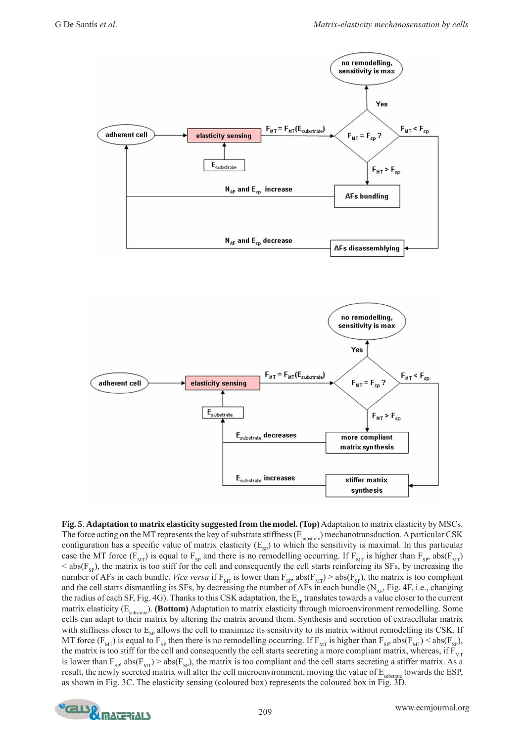**Fig. 5**. **Adaptation to matrix elasticity suggested from the model. (Top)** Adaptation to matrix elasticity by MSCs. The force acting on the MT represents the key of substrate stiffness ($E_{substrate}$) mechanotransduction. A particular CSK configuration has a specific value of matrix elasticity ($E_{SP}$) to which the sensitivity is maximal. In this particular case the MT force ($F_{MT}$) is equal to $F_{SP}$ and there is no remodelling occurring. If $F_{MT}$ is higher than $F_{SP}$, $abs(F_{MT}) < abs(F_{SP})$, the matrix is too stiff for the cell and consequently the cell starts reinforcing its SFs, by increasing the number of AFs in each bundle. *Vice versa* if $F_{MT}$ is lower than $F_{SP}$, $abs(F_{MT}) > abs(F_{SP})$, the matrix is too compliant and the cell starts dismantling its SFs, by decreasing the number of AFs in each bundle ($N_{AF}$, Fig. 4F, i.e., changing the radius of each SF, Fig. 4G). Thanks to this CSK adaptation, the $E_{SP}$ translates towards a value closer to the current matrix elasticity ($E_{substrate}$). **(Bottom)** Adaptation to matrix elasticity through microenvironment remodelling. Some cells can adapt to their matrix by altering the matrix around them. Synthesis and secretion of extracellular matrix with stiffness closer to $E_{SP}$ allows the cell to maximize its sensitivity to its matrix without remodelling its CSK. If MT force ($F_{MT}$) is equal to $F_{SP}$ then there is no remodelling occurring. If $F_{MT}$ is higher than $F_{SP}$, $abs(F_{MT}) < abs(F_{SP})$, the matrix is too stiff for the cell and consequently the cell starts secreting a more compliant matrix, whereas, if $F_{MT}$ is lower than $F_{SP}$, $abs(F_{MT}) > abs(F_{SP})$, the matrix is too compliant and the cell starts secreting a stiffer matrix. As a result, the newly secreted matrix will alter the cell microenvironment, moving the value of $E_{substrate}$ towards the ESP, as shown in Fig. 3C. The elasticity sensing (coloured box) represents the coloured box in Fig. 3D.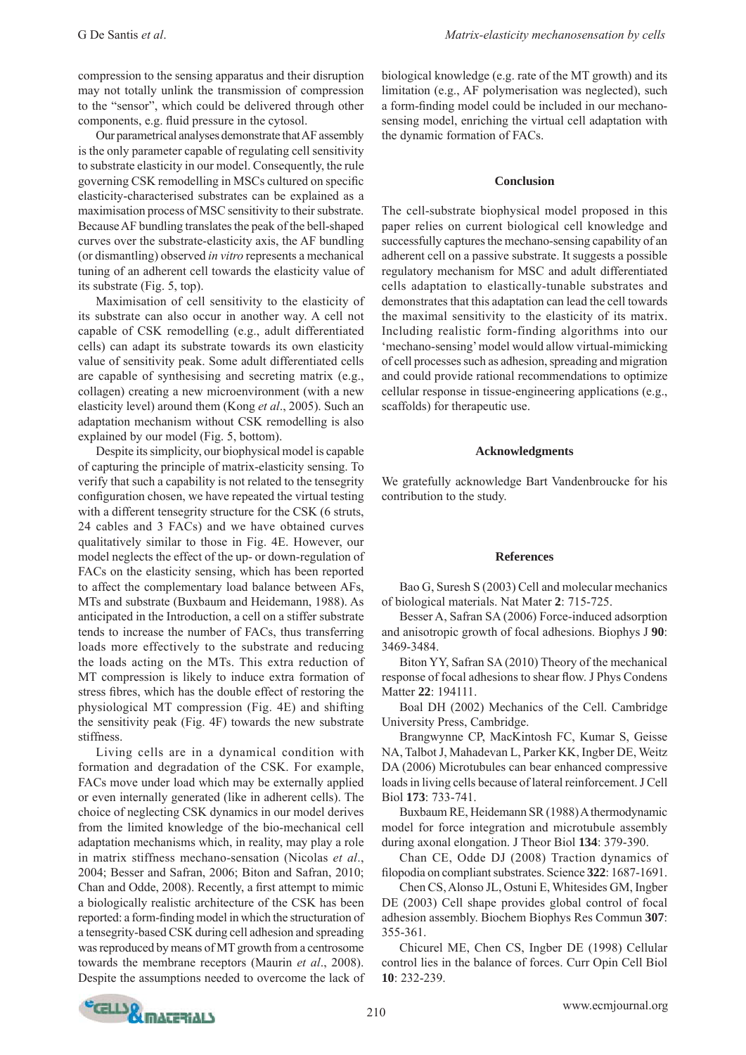compression to the sensing apparatus and their disruption may not totally unlink the transmission of compression to the "sensor", which could be delivered through other components, e.g. fluid pressure in the cytosol.

Our parametrical analyses demonstrate that AF assembly is the only parameter capable of regulating cell sensitivity to substrate elasticity in our model. Consequently, the rule governing CSK remodelling in MSCs cultured on specific elasticity-characterised substrates can be explained as a maximisation process of MSC sensitivity to their substrate. Because AF bundling translates the peak of the bell-shaped curves over the substrate-elasticity axis, the AF bundling (or dismantling) observed *in vitro* represents a mechanical tuning of an adherent cell towards the elasticity value of its substrate (Fig. 5, top).

Maximisation of cell sensitivity to the elasticity of its substrate can also occur in another way. A cell not capable of CSK remodelling (e.g., adult differentiated cells) can adapt its substrate towards its own elasticity value of sensitivity peak. Some adult differentiated cells are capable of synthesising and secreting matrix (e.g., collagen) creating a new microenvironment (with a new elasticity level) around them (Kong *et al*., 2005). Such an adaptation mechanism without CSK remodelling is also explained by our model (Fig. 5, bottom).

Despite its simplicity, our biophysical model is capable of capturing the principle of matrix-elasticity sensing. To verify that such a capability is not related to the tensegrity configuration chosen, we have repeated the virtual testing with a different tensegrity structure for the CSK (6 struts, 24 cables and 3 FACs) and we have obtained curves qualitatively similar to those in Fig. 4E. However, our model neglects the effect of the up- or down-regulation of FACs on the elasticity sensing, which has been reported to affect the complementary load balance between AFs, MTs and substrate (Buxbaum and Heidemann, 1988). As anticipated in the Introduction, a cell on a stiffer substrate tends to increase the number of FACs, thus transferring loads more effectively to the substrate and reducing the loads acting on the MTs. This extra reduction of MT compression is likely to induce extra formation of stress fibres, which has the double effect of restoring the physiological MT compression (Fig. 4E) and shifting the sensitivity peak (Fig. 4F) towards the new substrate stiffness.

Living cells are in a dynamical condition with formation and degradation of the CSK. For example, FACs move under load which may be externally applied or even internally generated (like in adherent cells). The choice of neglecting CSK dynamics in our model derives from the limited knowledge of the bio-mechanical cell adaptation mechanisms which, in reality, may play a role in matrix stiffness mechano-sensation (Nicolas *et al*., 2004; Besser and Safran, 2006; Biton and Safran, 2010; Chan and Odde, 2008). Recently, a first attempt to mimic a biologically realistic architecture of the CSK has been reported: a form-finding model in which the structuration of a tensegrity-based CSK during cell adhesion and spreading was reproduced by means of MT growth from a centrosome towards the membrane receptors (Maurin *et al*., 2008). Despite the assumptions needed to overcome the lack of biological knowledge (e.g. rate of the MT growth) and its limitation (e.g., AF polymerisation was neglected), such a form-finding model could be included in our mechano-sensing model, enriching the virtual cell adaptation with the dynamic formation of FACs.

## Conclusion

The cell-substrate biophysical model proposed in this paper relies on current biological cell knowledge and successfully captures the mechano-sensing capability of an adherent cell on a passive substrate. It suggests a possible regulatory mechanism for MSC and adult differentiated cells adaptation to elastically-tunable substrates and demonstrates that this adaptation can lead the cell towards the maximal sensitivity to the elasticity of its matrix. Including realistic form-finding algorithms into our 'mechano-sensing' model would allow virtual-mimicking of cell processes such as adhesion, spreading and migration and could provide rational recommendations to optimize cellular response in tissue-engineering applications (e.g., scaffolds) for therapeutic use.

## Acknowledgments

We gratefully acknowledge Bart Vandenbroucke for his contribution to the study.

## References

Bao G, Suresh S (2003) Cell and molecular mechanics of biological materials. Nat Mater **2**: 715-725.

Besser A, Safran SA (2006) Force-induced adsorption and anisotropic growth of focal adhesions. Biophys J **90**: 3469-3484.

Biton YY, Safran SA (2010) Theory of the mechanical response of focal adhesions to shear flow. J Phys Condens Matter **22**: 194111.

Boal DH (2002) Mechanics of the Cell. Cambridge University Press, Cambridge.

Brangwynne CP, MacKintosh FC, Kumar S, Geisse NA, Talbot J, Mahadevan L, Parker KK, Ingber DE, Weitz DA (2006) Microtubules can bear enhanced compressive loads in living cells because of lateral reinforcement. J Cell Biol **173**: 733-741.

Buxbaum RE, Heidemann SR (1988) A thermodynamic model for force integration and microtubule assembly during axonal elongation. J Theor Biol **134**: 379-390.

Chan CE, Odde DJ (2008) Traction dynamics of filopodia on compliant substrates. Science **322**: 1687-1691.

Chen CS, Alonso JL, Ostuni E, Whitesides GM, Ingber DE (2003) Cell shape provides global control of focal adhesion assembly. Biochem Biophys Res Commun **307**: 355-361.

Chicurel ME, Chen CS, Ingber DE (1998) Cellular control lies in the balance of forces. Curr Opin Cell Biol **10**: 232-239.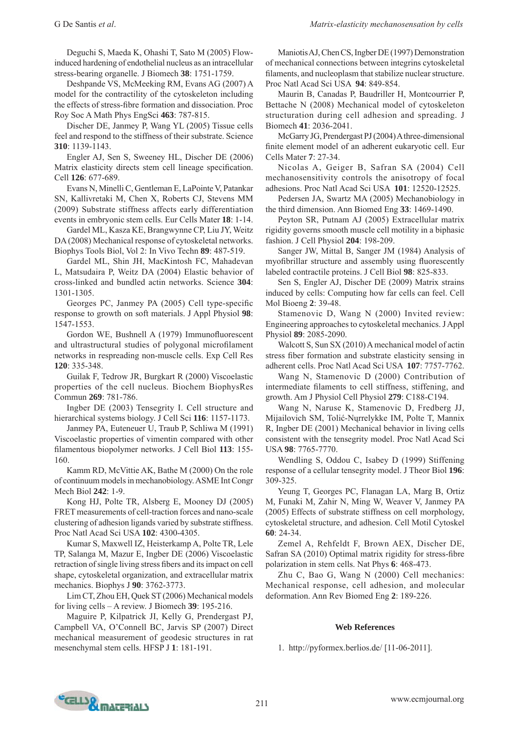Deguchi S, Maeda K, Ohashi T, Sato M (2005) Flow-induced hardening of endothelial nucleus as an intracellular stress-bearing organelle. J Biomech **38**: 1751-1759.

Deshpande VS, McMeeking RM, Evans AG (2007) A model for the contractility of the cytoskeleton including the effects of stress-fibre formation and dissociation. Proc Roy Soc A Math Phys EngSci **463**: 787-815.

Discher DE, Janmey P, Wang YL (2005) Tissue cells feel and respond to the stiffness of their substrate. Science **310**: 1139-1143.

Engler AJ, Sen S, Sweeney HL, Discher DE (2006) Matrix elasticity directs stem cell lineage specification. Cell **126**: 677-689.

Evans N, Minelli C, Gentleman E, LaPointe V, Patankar SN, Kallivretaki M, Chen X, Roberts CJ, Stevens MM (2009) Substrate stiffness affects early differentiation events in embryonic stem cells. Eur Cells Mater **18**: 1-14.

Gardel ML, Kasza KE, Brangwynne CP, Liu JY, Weitz DA (2008) Mechanical response of cytoskeletal networks. Biophys Tools Biol, Vol 2: In Vivo Techn **89**: 487-519.

Gardel ML, Shin JH, MacKintosh FC, Mahadevan L, Matsudaira P, Weitz DA (2004) Elastic behavior of cross-linked and bundled actin networks. Science **304**: 1301-1305.

Georges PC, Janmey PA (2005) Cell type-specific response to growth on soft materials. J Appl Physiol **98**: 1547-1553.

Gordon WE, Bushnell A (1979) Immunofluorescent and ultrastructural studies of polygonal microfilament networks in respreading non-muscle cells. Exp Cell Res **120**: 335-348.

Guilak F, Tedrow JR, Burgkart R (2000) Viscoelastic properties of the cell nucleus. Biochem BiophysRes Commun **269**: 781-786.

Ingber DE (2003) Tensegrity I. Cell structure and hierarchical systems biology. J Cell Sci **116**: 1157-1173.

Janmey PA, Euteneuer U, Traub P, Schliwa M (1991) Viscoelastic properties of vimentin compared with other filamentous biopolymer networks. J Cell Biol **113**: 155-160.

Kamm RD, McVittie AK, Bathe M (2000) On the role of continuum models in mechanobiology. ASME Int Congr Mech Biol **242**: 1-9.

Kong HJ, Polte TR, Alsberg E, Mooney DJ (2005) FRET measurements of cell-traction forces and nano-scale clustering of adhesion ligands varied by substrate stiffness. Proc Natl Acad Sci USA **102**: 4300-4305.

Kumar S, Maxwell IZ, Heisterkamp A, Polte TR, Lele TP, Salanga M, Mazur E, Ingber DE (2006) Viscoelastic retraction of single living stress fibers and its impact on cell shape, cytoskeletal organization, and extracellular matrix mechanics. Biophys J **90**: 3762-3773.

Lim CT, Zhou EH, Quek ST (2006) Mechanical models for living cells – A review. J Biomech **39**: 195-216.

Maguire P, Kilpatrick JI, Kelly G, Prendergast PJ, Campbell VA, O'Connell BC, Jarvis SP (2007) Direct mechanical measurement of geodesic structures in rat mesenchymal stem cells. HFSP J **1**: 181-191.

Maniotis AJ, Chen CS, Ingber DE (1997) Demonstration of mechanical connections between integrins cytoskeletal filaments, and nucleoplasm that stabilize nuclear structure. Proc Natl Acad Sci USA **94**: 849-854.

Maurin B, Canadas P, Baudriller H, Montcourrier P, Bettache N (2008) Mechanical model of cytoskeleton structuration during cell adhesion and spreading. J Biomech **41**: 2036-2041.

McGarry JG, Prendergast PJ (2004) A three-dimensional finite element model of an adherent eukaryotic cell. Eur Cells Mater **7**: 27-34.

Nicolas A, Geiger B, Safran SA (2004) Cell mechanosensitivity controls the anisotropy of focal adhesions. Proc Natl Acad Sci USA **101**: 12520-12525.

Pedersen JA, Swartz MA (2005) Mechanobiology in the third dimension. Ann Biomed Eng **33**: 1469-1490.

Peyton SR, Putnam AJ (2005) Extracellular matrix rigidity governs smooth muscle cell motility in a biphasic fashion. J Cell Physiol **204**: 198-209.

Sanger JW, Mittal B, Sanger JM (1984) Analysis of myofibrillar structure and assembly using fluorescently labeled contractile proteins. J Cell Biol **98**: 825-833.

Sen S, Engler AJ, Discher DE (2009) Matrix strains induced by cells: Computing how far cells can feel. Cell Mol Bioeng **2**: 39-48.

Stamenovic D, Wang N (2000) Invited review: Engineering approaches to cytoskeletal mechanics. J Appl Physiol **89**: 2085-2090.

Walcott S, Sun SX (2010) A mechanical model of actin stress fiber formation and substrate elasticity sensing in adherent cells. Proc Natl Acad Sci USA **107**: 7757-7762.

Wang N, Stamenovic D (2000) Contribution of intermediate filaments to cell stiffness, stiffening, and growth. Am J Physiol Cell Physiol **279**: C188-C194.

Wang N, Naruse K, Stamenovic D, Fredberg JJ, Mijailovich SM, Tolić-Nųrrelykke IM, Polte T, Mannix R, Ingber DE (2001) Mechanical behavior in living cells consistent with the tensegrity model. Proc Natl Acad Sci USA **98**: 7765-7770.

Wendling S, Oddou C, Isabey D (1999) Stiffening response of a cellular tensegrity model. J Theor Biol **196**: 309-325.

Yeung T, Georges PC, Flanagan LA, Marg B, Ortiz M, Funaki M, Zahir N, Ming W, Weaver V, Janmey PA (2005) Effects of substrate stiffness on cell morphology, cytoskeletal structure, and adhesion. Cell Motil Cytoskel **60**: 24-34.

Zemel A, Rehfeldt F, Brown AEX, Discher DE, Safran SA (2010) Optimal matrix rigidity for stress-fibre polarization in stem cells. Nat Phys **6**: 468-473.

Zhu C, Bao G, Wang N (2000) Cell mechanics: Mechanical response, cell adhesion, and molecular deformation. Ann Rev Biomed Eng **2**: 189-226.

### Web References

1. http://pyformex.berlios.de/ [11-06-2011].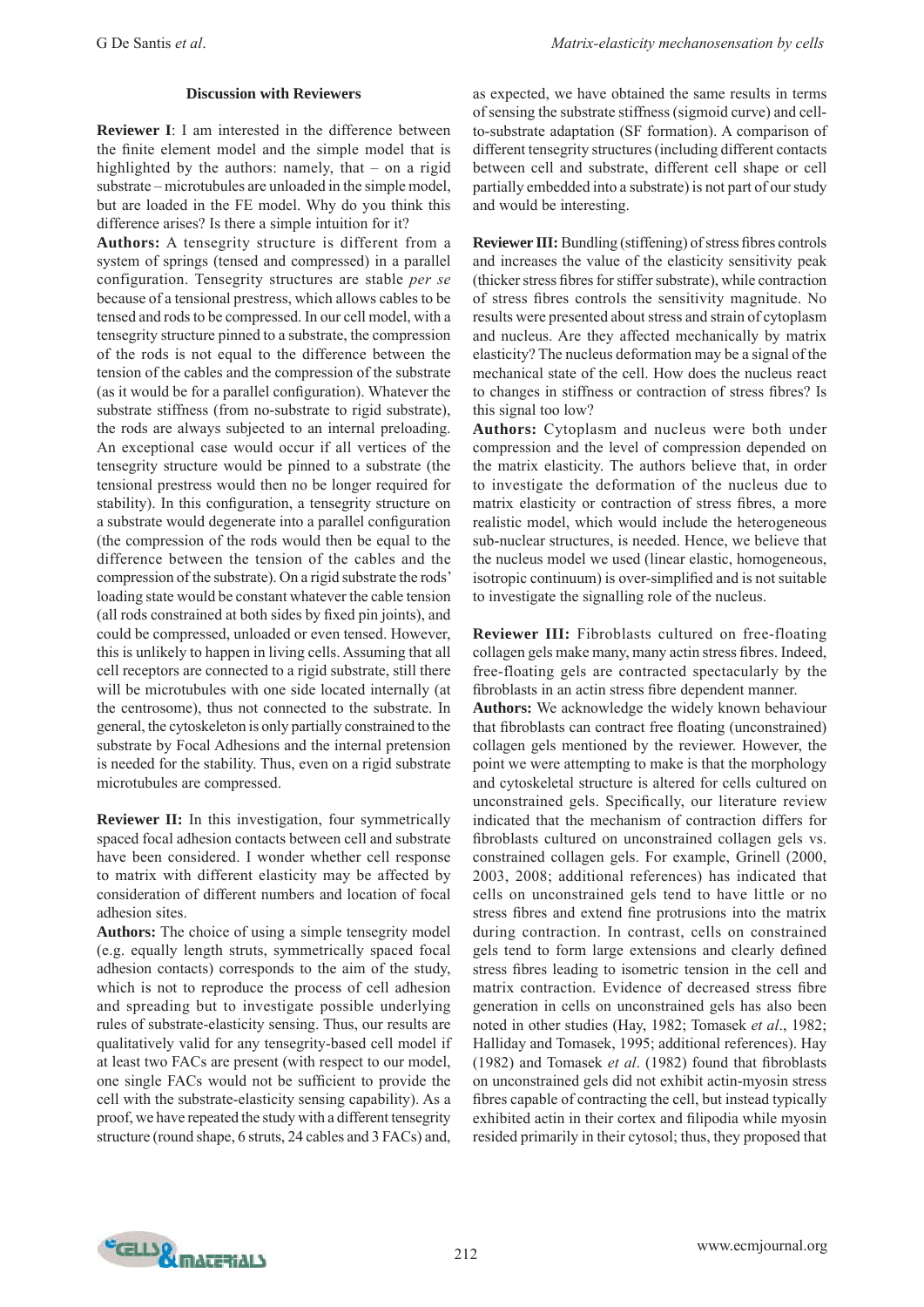## Discussion with Reviewers

**Reviewer I**: I am interested in the difference between the finite element model and the simple model that is highlighted by the authors: namely, that – on a rigid substrate – microtubules are unloaded in the simple model, but are loaded in the FE model. Why do you think this difference arises? Is there a simple intuition for it?

**Authors:** A tensegrity structure is different from a system of springs (tensed and compressed) in a parallel configuration. Tensegrity structures are stable *per se* because of a tensional prestress, which allows cables to be tensed and rods to be compressed. In our cell model, with a tensegrity structure pinned to a substrate, the compression of the rods is not equal to the difference between the tension of the cables and the compression of the substrate (as it would be for a parallel configuration). Whatever the substrate stiffness (from no-substrate to rigid substrate), the rods are always subjected to an internal preloading. An exceptional case would occur if all vertices of the tensegrity structure would be pinned to a substrate (the tensional prestress would then no be longer required for stability). In this configuration, a tensegrity structure on a substrate would degenerate into a parallel configuration (the compression of the rods would then be equal to the difference between the tension of the cables and the compression of the substrate). On a rigid substrate the rods' loading state would be constant whatever the cable tension (all rods constrained at both sides by fixed pin joints), and could be compressed, unloaded or even tensed. However, this is unlikely to happen in living cells. Assuming that all cell receptors are connected to a rigid substrate, still there will be microtubules with one side located internally (at the centrosome), thus not connected to the substrate. In general, the cytoskeleton is only partially constrained to the substrate by Focal Adhesions and the internal pretension is needed for the stability. Thus, even on a rigid substrate microtubules are compressed.

**Reviewer II:** In this investigation, four symmetrically spaced focal adhesion contacts between cell and substrate have been considered. I wonder whether cell response to matrix with different elasticity may be affected by consideration of different numbers and location of focal adhesion sites.

**Authors:** The choice of using a simple tensegrity model (e.g. equally length struts, symmetrically spaced focal adhesion contacts) corresponds to the aim of the study, which is not to reproduce the process of cell adhesion and spreading but to investigate possible underlying rules of substrate-elasticity sensing. Thus, our results are qualitatively valid for any tensegrity-based cell model if at least two FACs are present (with respect to our model, one single FACs would not be sufficient to provide the cell with the substrate-elasticity sensing capability). As a proof, we have repeated the study with a different tensegrity structure (round shape, 6 struts, 24 cables and 3 FACs) and, as expected, we have obtained the same results in terms of sensing the substrate stiffness (sigmoid curve) and cell-to-substrate adaptation (SF formation). A comparison of different tensegrity structures (including different contacts between cell and substrate, different cell shape or cell partially embedded into a substrate) is not part of our study and would be interesting.

**Reviewer III:** Bundling (stiffening) of stress fibres controls and increases the value of the elasticity sensitivity peak (thicker stress fibres for stiffer substrate), while contraction of stress fibres controls the sensitivity magnitude. No results were presented about stress and strain of cytoplasm and nucleus. Are they affected mechanically by matrix elasticity? The nucleus deformation may be a signal of the mechanical state of the cell. How does the nucleus react to changes in stiffness or contraction of stress fibres? Is this signal too low?

**Authors:** Cytoplasm and nucleus were both under compression and the level of compression depended on the matrix elasticity. The authors believe that, in order to investigate the deformation of the nucleus due to matrix elasticity or contraction of stress fibres, a more realistic model, which would include the heterogeneous sub-nuclear structures, is needed. Hence, we believe that the nucleus model we used (linear elastic, homogeneous, isotropic continuum) is over-simplified and is not suitable to investigate the signalling role of the nucleus.

**Reviewer III:** Fibroblasts cultured on free-floating collagen gels make many, many actin stress fibres. Indeed, free-floating gels are contracted spectacularly by the fibroblasts in an actin stress fibre dependent manner.

**Authors:** We acknowledge the widely known behaviour that fibroblasts can contract free floating (unconstrained) collagen gels mentioned by the reviewer. However, the point we were attempting to make is that the morphology and cytoskeletal structure is altered for cells cultured on unconstrained gels. Specifically, our literature review indicated that the mechanism of contraction differs for fibroblasts cultured on unconstrained collagen gels vs. constrained collagen gels. For example, Grinell (2000, 2003, 2008; additional references) has indicated that cells on unconstrained gels tend to have little or no stress fibres and extend fine protrusions into the matrix during contraction. In contrast, cells on constrained gels tend to form large extensions and clearly defined stress fibres leading to isometric tension in the cell and matrix contraction. Evidence of decreased stress fibre generation in cells on unconstrained gels has also been noted in other studies (Hay, 1982; Tomasek *et al*., 1982; Halliday and Tomasek, 1995; additional references). Hay (1982) and Tomasek *et al*. (1982) found that fibroblasts on unconstrained gels did not exhibit actin-myosin stress fibres capable of contracting the cell, but instead typically exhibited actin in their cortex and filipodia while myosin resided primarily in their cytosol; thus, they proposed that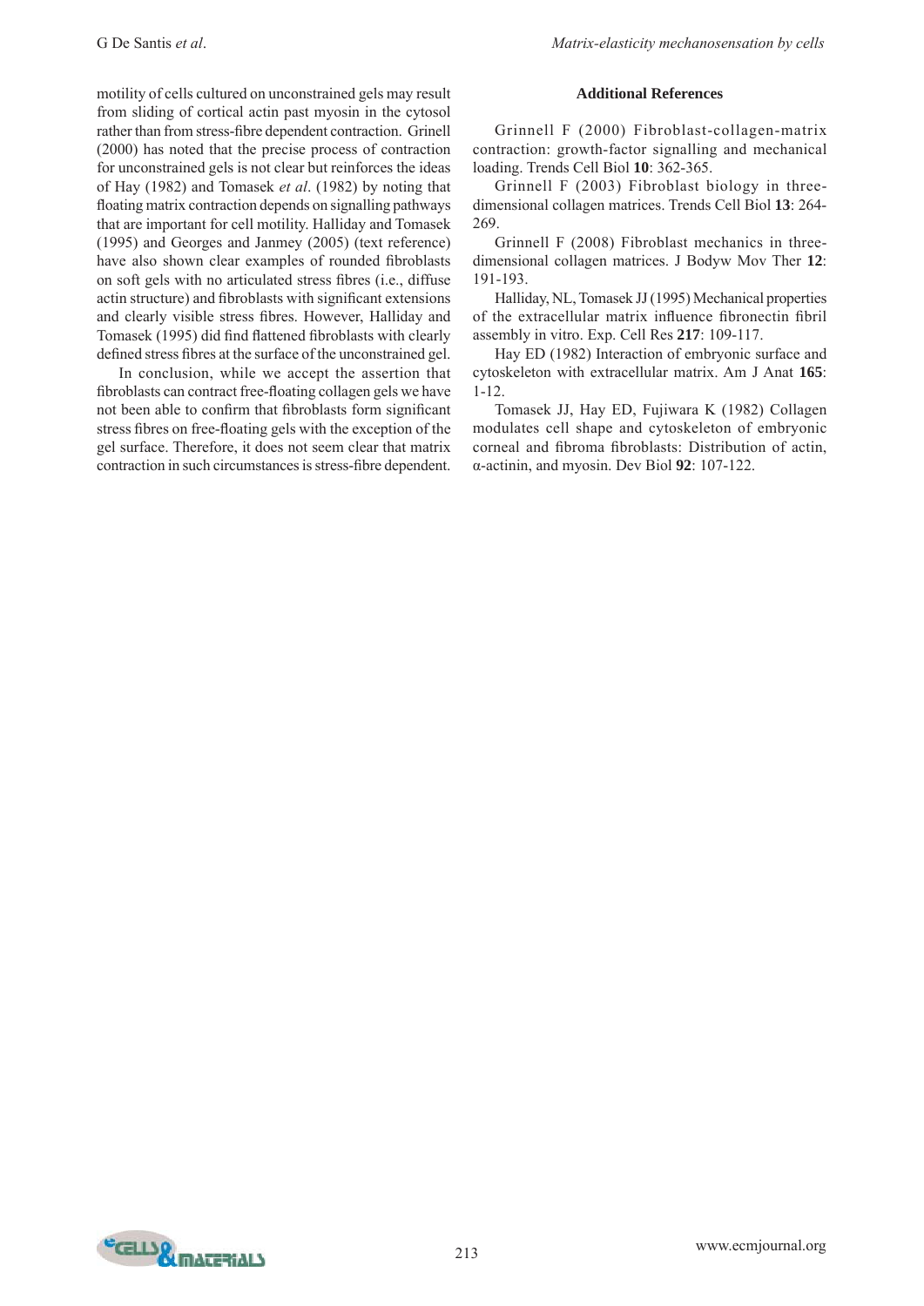motility of cells cultured on unconstrained gels may result from sliding of cortical actin past myosin in the cytosol rather than from stress-fibre dependent contraction. Grinell (2000) has noted that the precise process of contraction for unconstrained gels is not clear but reinforces the ideas of Hay (1982) and Tomasek *et al*. (1982) by noting that floating matrix contraction depends on signalling pathways that are important for cell motility. Halliday and Tomasek (1995) and Georges and Janmey (2005) (text reference) have also shown clear examples of rounded fibroblasts on soft gels with no articulated stress fibres (i.e., diffuse actin structure) and fibroblasts with significant extensions and clearly visible stress fibres. However, Halliday and Tomasek (1995) did find flattened fibroblasts with clearly defined stress fibres at the surface of the unconstrained gel.

In conclusion, while we accept the assertion that fibroblasts can contract free-floating collagen gels we have not been able to confirm that fibroblasts form significant stress fibres on free-floating gels with the exception of the gel surface. Therefore, it does not seem clear that matrix contraction in such circumstances is stress-fibre dependent.

### Additional References

Grinnell F (2000) Fibroblast-collagen-matrix contraction: growth-factor signalling and mechanical loading. Trends Cell Biol **10**: 362-365.

Grinnell F (2003) Fibroblast biology in three-dimensional collagen matrices. Trends Cell Biol **13**: 264-269.

Grinnell F (2008) Fibroblast mechanics in three-dimensional collagen matrices. J Bodyw Mov Ther **12**: 191-193.

Halliday, NL, Tomasek JJ (1995) Mechanical properties of the extracellular matrix influence fibronectin fibril assembly in vitro. Exp. Cell Res **217**: 109-117.

Hay ED (1982) Interaction of embryonic surface and cytoskeleton with extracellular matrix. Am J Anat **165**: 1-12.

Tomasek JJ, Hay ED, Fujiwara K (1982) Collagen modulates cell shape and cytoskeleton of embryonic corneal and fibroma fibroblasts: Distribution of actin, α-actinin, and myosin. Dev Biol **92**: 107-122.